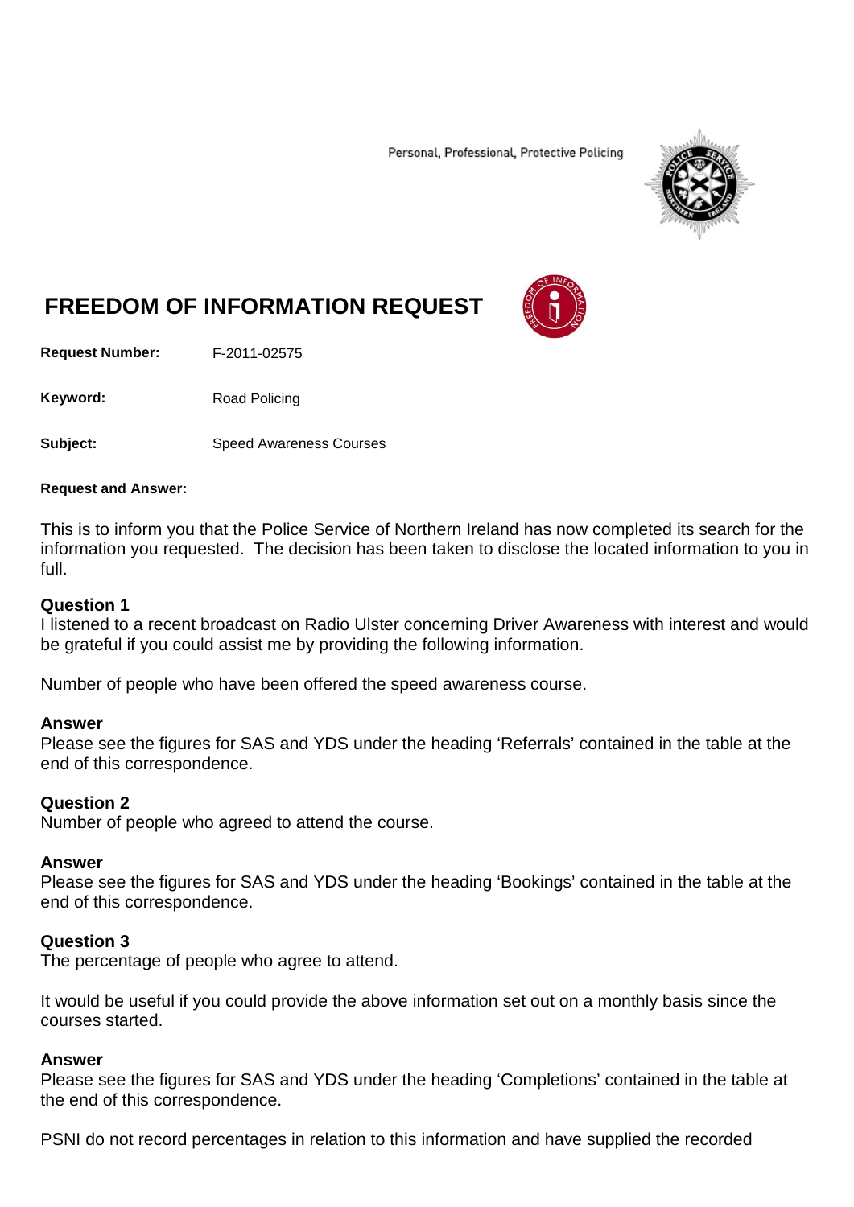Personal, Professional, Protective Policing

# FREEDOM OF INFORMATION REQUEST

**Request Number:** F-2011-02575

**Keyword:** Road Policing

**Subject:** Speed Awareness Courses

**Request and Answer:**

This is to inform you that the Police Service of Northern Ireland has now completed its search for the information you requested. The decision has been taken to disclose the located information to you in full.

### Question 1

I listened to a recent broadcast on Radio Ulster concerning Driver Awareness with interest and would be grateful if you could assist me by providing the following information.

Number of people who have been offered the speed awareness course.

### Answer

Please see the figures for SAS and YDS under the heading 'Referrals' contained in the table at the end of this correspondence.

### Question 2

Number of people who agreed to attend the course.

### Answer

Please see the figures for SAS and YDS under the heading 'Bookings' contained in the table at the end of this correspondence.

### Question 3

The percentage of people who agree to attend.

It would be useful if you could provide the above information set out on a monthly basis since the courses started.

### Answer

Please see the figures for SAS and YDS under the heading 'Completions' contained in the table at the end of this correspondence.

PSNI do not record percentages in relation to this information and have supplied the recorded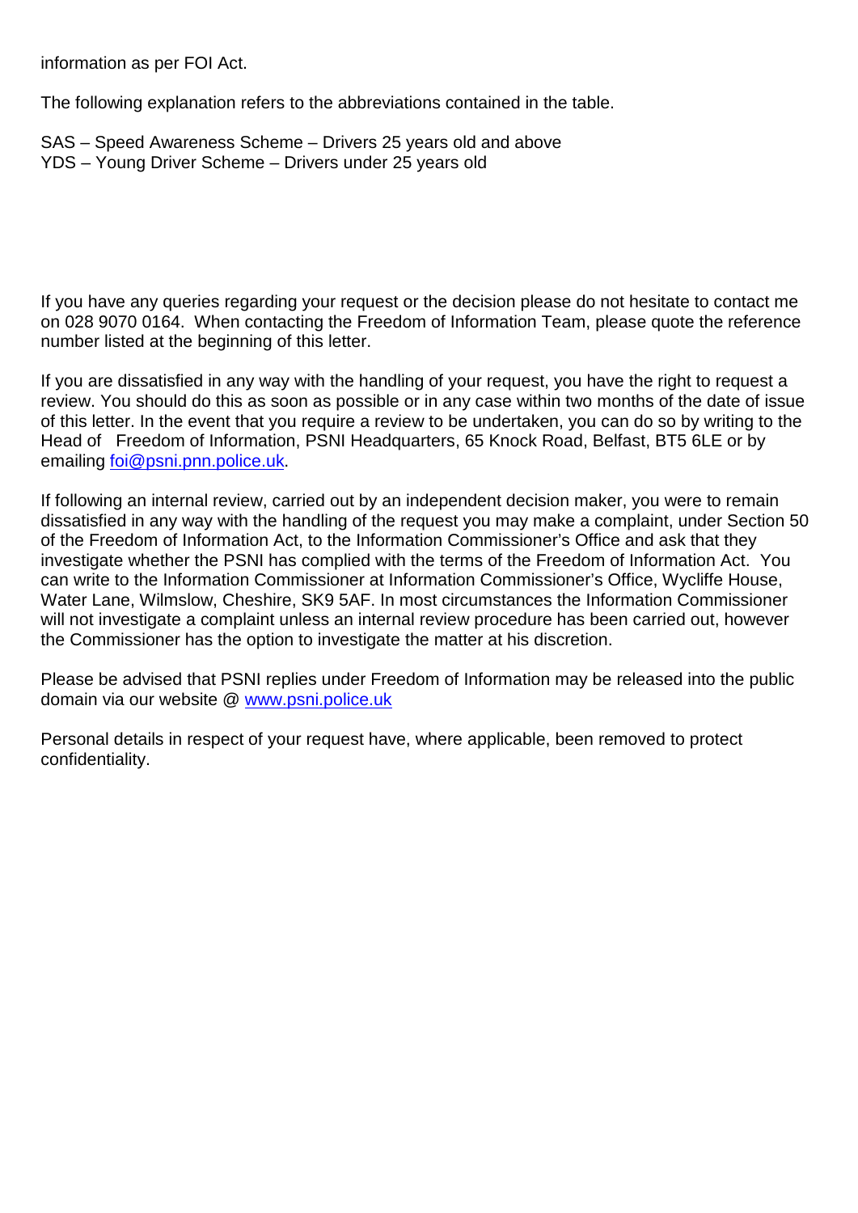information as per FOI Act.

The following explanation refers to the abbreviations contained in the table.

SAS – Speed Awareness Scheme – Drivers 25 years old and above
YDS – Young Driver Scheme – Drivers under 25 years old

If you have any queries regarding your request or the decision please do not hesitate to contact me on 028 9070 0164. When contacting the Freedom of Information Team, please quote the reference number listed at the beginning of this letter.

If you are dissatisfied in any way with the handling of your request, you have the right to request a review. You should do this as soon as possible or in any case within two months of the date of issue of this letter. In the event that you require a review to be undertaken, you can do so by writing to the Head of Freedom of Information, PSNI Headquarters, 65 Knock Road, Belfast, BT5 6LE or by emailing [foi@psni.pnn.police.uk](mailto:foi@psni.pnn.police.uk).

If following an internal review, carried out by an independent decision maker, you were to remain dissatisfied in any way with the handling of the request you may make a complaint, under Section 50 of the Freedom of Information Act, to the Information Commissioner's Office and ask that they investigate whether the PSNI has complied with the terms of the Freedom of Information Act. You can write to the Information Commissioner at Information Commissioner's Office, Wycliffe House, Water Lane, Wilmslow, Cheshire, SK9 5AF. In most circumstances the Information Commissioner will not investigate a complaint unless an internal review procedure has been carried out, however the Commissioner has the option to investigate the matter at his discretion.

Please be advised that PSNI replies under Freedom of Information may be released into the public domain via our website @ [www.psni.police.uk](http://www.psni.police.uk)

Personal details in respect of your request have, where applicable, been removed to protect confidentiality.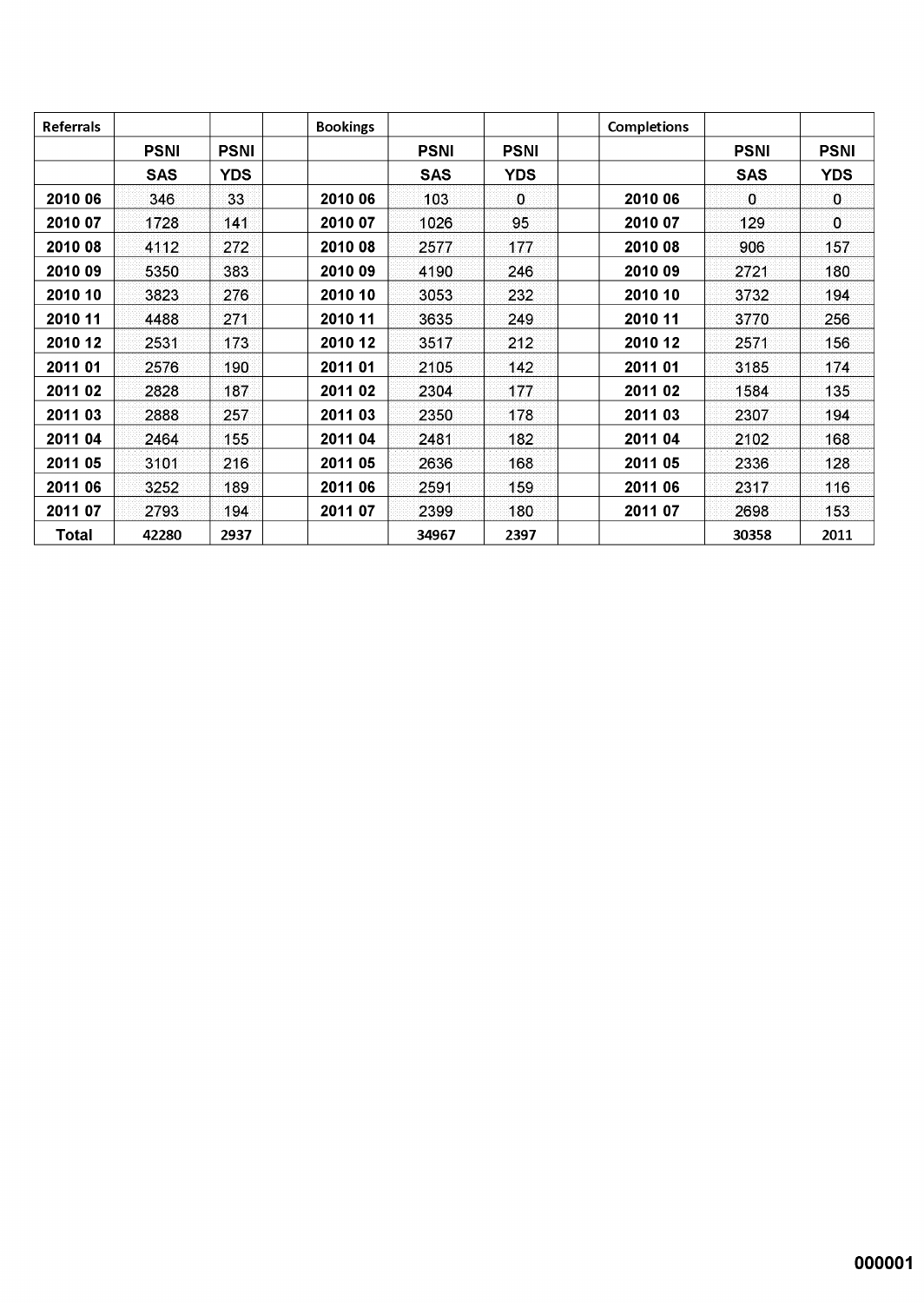| Referrals | | | | Bookings | | | | Completions | | |
|---|---|---|---|---|---|---|---|---|---|---|
| | PSNI SAS | PSNI YDS | | | PSNI SAS | PSNI YDS | | | PSNI SAS | PSNI YDS |
| 2010 06 | 346 | 33 | | 2010 06 | 103 | 0 | | 2010 06 | 0 | 0 |
| 2010 07 | 1728 | 141 | | 2010 07 | 1026 | 95 | | 2010 07 | 129 | 0 |
| 2010 08 | 4112 | 272 | | 2010 08 | 2577 | 177 | | 2010 08 | 906 | 157 |
| 2010 09 | 5350 | 383 | | 2010 09 | 4190 | 246 | | 2010 09 | 2721 | 180 |
| 2010 10 | 3823 | 276 | | 2010 10 | 3053 | 232 | | 2010 10 | 3732 | 194 |
| 2010 11 | 4488 | 271 | | 2010 11 | 3635 | 249 | | 2010 11 | 3770 | 256 |
| 2010 12 | 2531 | 173 | | 2010 12 | 3517 | 212 | | 2010 12 | 2571 | 156 |
| 2011 01 | 2576 | 190 | | 2011 01 | 2105 | 142 | | 2011 01 | 3185 | 174 |
| 2011 02 | 2828 | 187 | | 2011 02 | 2304 | 177 | | 2011 02 | 1584 | 135 |
| 2011 03 | 2888 | 257 | | 2011 03 | 2350 | 178 | | 2011 03 | 2307 | 194 |
| 2011 04 | 2464 | 155 | | 2011 04 | 2481 | 182 | | 2011 04 | 2102 | 168 |
| 2011 05 | 3101 | 216 | | 2011 05 | 2636 | 168 | | 2011 05 | 2336 | 128 |
| 2011 06 | 3252 | 189 | | 2011 06 | 2591 | 159 | | 2011 06 | 2317 | 116 |
| 2011 07 | 2793 | 194 | | 2011 07 | 2399 | 180 | | 2011 07 | 2698 | 153 |
| **Total** | **42280** | **2937** | | | **34967** | **2397** | | | **30358** | **2011** |

000001